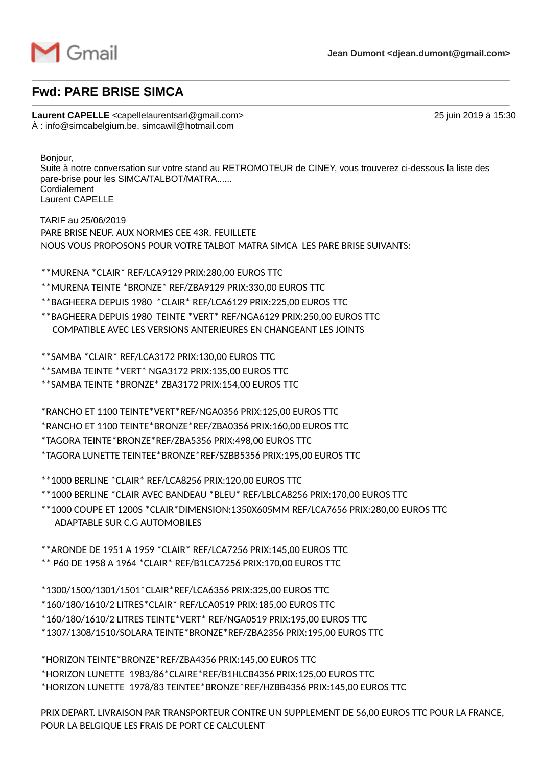Gmail — Jean Dumont <djean.dumont@gmail.com>

# Fwd: PARE BRISE SIMCA

**Laurent CAPELLE** <capellelaurentsarl@gmail.com> — 25 juin 2019 à 15:30
À : info@simcabelgium.be, simcawil@hotmail.com

Bonjour,
Suite à notre conversation sur votre stand au RETROMOTEUR de CINEY, vous trouverez ci-dessous la liste des pare-brise pour les SIMCA/TALBOT/MATRA......
Cordialement
Laurent CAPELLE

TARIF au 25/06/2019
PARE BRISE NEUF. AUX NORMES CEE 43R. FEUILLETE
NOUS VOUS PROPOSONS POUR VOTRE TALBOT MATRA SIMCA LES PARE BRISE SUIVANTS:

**MURENA *CLAIR* REF/LCA9129 PRIX:280,00 EUROS TTC
**MURENA TEINTE *BRONZE* REF/ZBA9129 PRIX:330,00 EUROS TTC
**BAGHEERA DEPUIS 1980 *CLAIR* REF/LCA6129 PRIX:225,00 EUROS TTC
**BAGHEERA DEPUIS 1980 TEINTE *VERT* REF/NGA6129 PRIX:250,00 EUROS TTC
COMPATIBLE AVEC LES VERSIONS ANTERIEURES EN CHANGEANT LES JOINTS

**SAMBA *CLAIR* REF/LCA3172 PRIX:130,00 EUROS TTC
**SAMBA TEINTE *VERT* NGA3172 PRIX:135,00 EUROS TTC
**SAMBA TEINTE *BRONZE* ZBA3172 PRIX:154,00 EUROS TTC

*RANCHO ET 1100 TEINTE*VERT*REF/NGA0356 PRIX:125,00 EUROS TTC
*RANCHO ET 1100 TEINTE*BRONZE*REF/ZBA0356 PRIX:160,00 EUROS TTC
*TAGORA TEINTE*BRONZE*REF/ZBA5356 PRIX:498,00 EUROS TTC
*TAGORA LUNETTE TEINTEE*BRONZE*REF/SZBB5356 PRIX:195,00 EUROS TTC

**1000 BERLINE *CLAIR* REF/LCA8256 PRIX:120,00 EUROS TTC
**1000 BERLINE *CLAIR AVEC BANDEAU *BLEU* REF/LBLCA8256 PRIX:170,00 EUROS TTC
**1000 COUPE ET 1200S *CLAIR*DIMENSION:1350X605MM REF/LCA7656 PRIX:280,00 EUROS TTC
ADAPTABLE SUR C.G AUTOMOBILES

**ARONDE DE 1951 A 1959 *CLAIR* REF/LCA7256 PRIX:145,00 EUROS TTC
** P60 DE 1958 A 1964 *CLAIR* REF/B1LCA7256 PRIX:170,00 EUROS TTC

*1300/1500/1301/1501*CLAIR*REF/LCA6356 PRIX:325,00 EUROS TTC
*160/180/1610/2 LITRES*CLAIR* REF/LCA0519 PRIX:185,00 EUROS TTC
*160/180/1610/2 LITRES TEINTE*VERT* REF/NGA0519 PRIX:195,00 EUROS TTC
*1307/1308/1510/SOLARA TEINTE*BRONZE*REF/ZBA2356 PRIX:195,00 EUROS TTC

*HORIZON TEINTE*BRONZE*REF/ZBA4356 PRIX:145,00 EUROS TTC
*HORIZON LUNETTE 1983/86*CLAIRE*REF/B1HLCB4356 PRIX:125,00 EUROS TTC
*HORIZON LUNETTE 1978/83 TEINTEE*BRONZE*REF/HZBB4356 PRIX:145,00 EUROS TTC

PRIX DEPART. LIVRAISON PAR TRANSPORTEUR CONTRE UN SUPPLEMENT DE 56,00 EUROS TTC POUR LA FRANCE, POUR LA BELGIQUE LES FRAIS DE PORT CE CALCULENT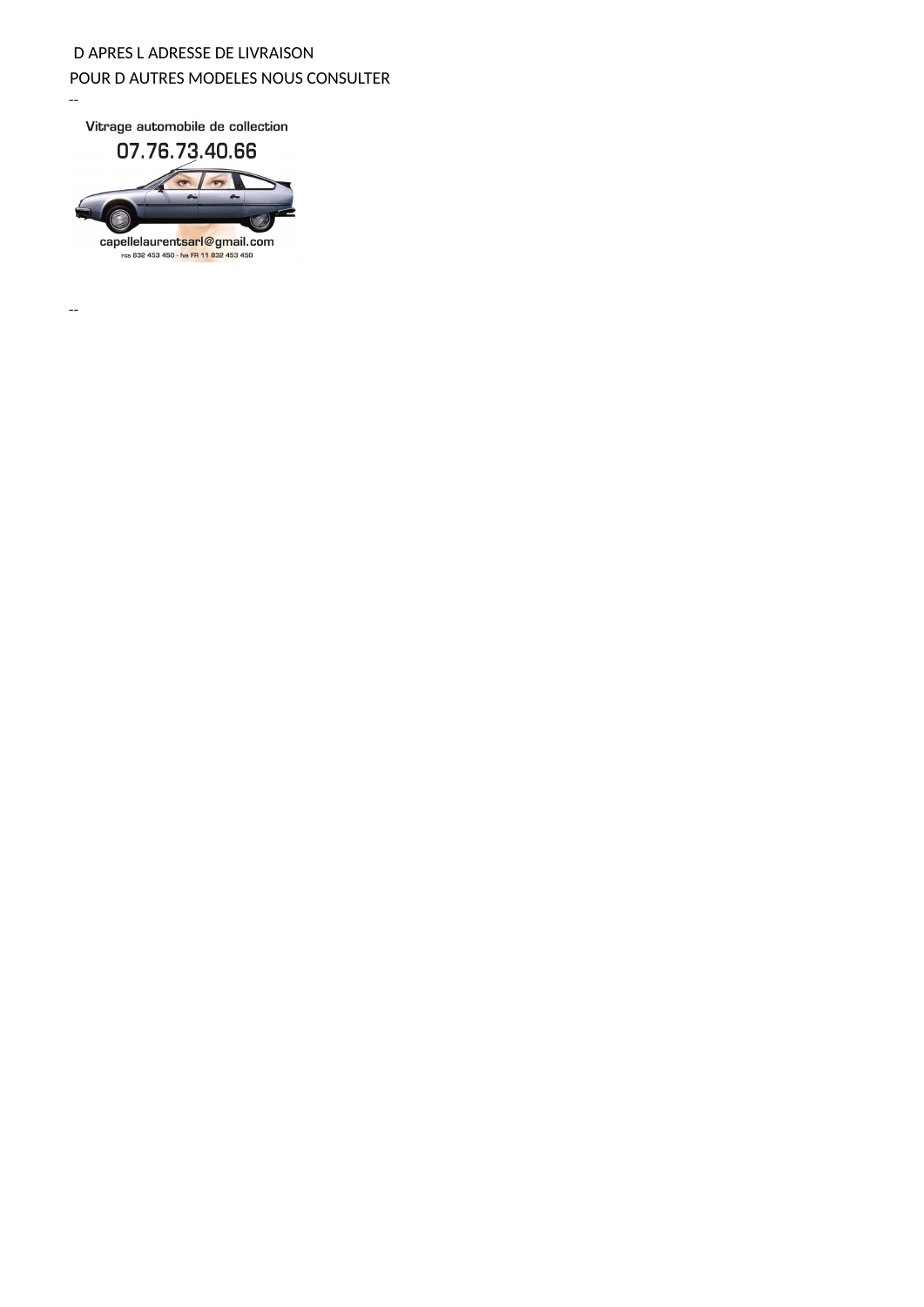D APRES L ADRESSE DE LIVRAISON

POUR D AUTRES MODELES NOUS CONSULTER

--

Vitrage automobile de collection

07.76.73.40.66

capellelaurentsarl@gmail.com

rcs 832 453 450 - tva FR 11 832 453 450

--